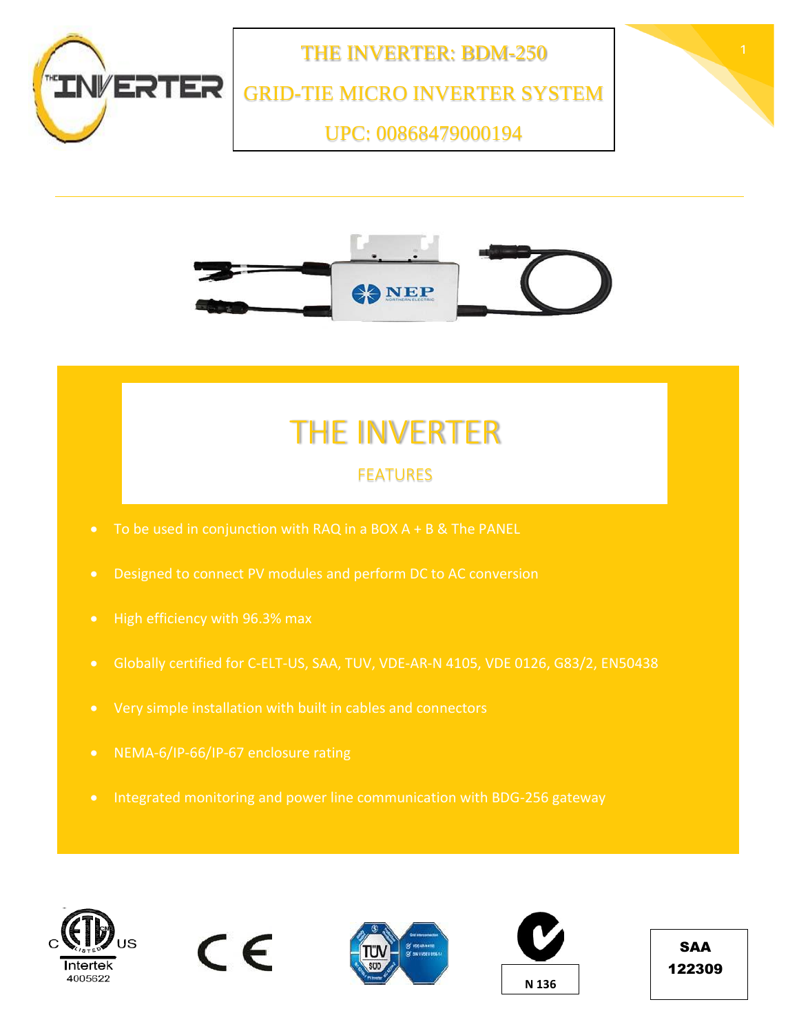# THE INVERTER: BDM-250

## GRID-TIE MICRO INVERTER SYSTEM

## UPC: 00868479000194

# THE INVERTER

## FEATURES

- To be used in conjunction with RAQ in a BOX A + B & The PANEL
- Designed to connect PV modules and perform DC to AC conversion
- High efficiency with 96.3% max
- Globally certified for C-ELT-US, SAA, TUV, VDE-AR-N 4105, VDE 0126, G83/2, EN50438
- Very simple installation with built in cables and connectors
- NEMA-6/IP-66/IP-67 enclosure rating
- Integrated monitoring and power line communication with BDG-256 gateway

Intertek 4005622

N 136

SAA 122309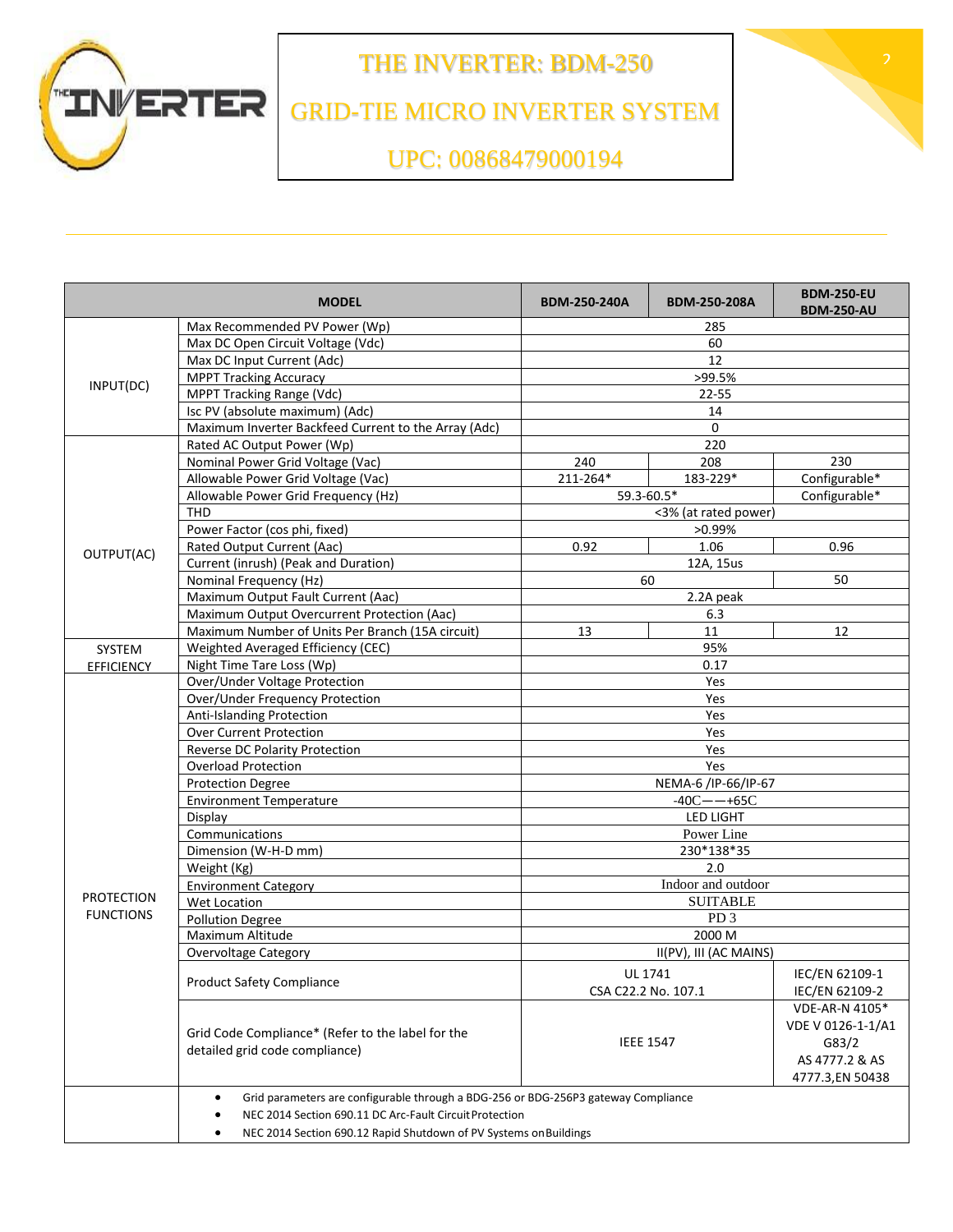# THE INVERTER: BDM-250

## GRID-TIE MICRO INVERTER SYSTEM

## UPC: 00868479000194

| MODEL | | BDM-250-240A | BDM-250-208A | BDM-250-EU BDM-250-AU |
|---|---|---|---|---|
| INPUT(DC) | Max Recommended PV Power (Wp) | 285 | | |
| | Max DC Open Circuit Voltage (Vdc) | 60 | | |
| | Max DC Input Current (Adc) | 12 | | |
| | MPPT Tracking Accuracy | >99.5% | | |
| | MPPT Tracking Range (Vdc) | 22-55 | | |
| | Isc PV (absolute maximum) (Adc) | 14 | | |
| | Maximum Inverter Backfeed Current to the Array (Adc) | 0 | | |
| OUTPUT(AC) | Rated AC Output Power (Wp) | 220 | | |
| | Nominal Power Grid Voltage (Vac) | 240 | 208 | 230 |
| | Allowable Power Grid Voltage (Vac) | 211-264* | 183-229* | Configurable* |
| | Allowable Power Grid Frequency (Hz) | 59.3-60.5* | | Configurable* |
| | THD | <3% (at rated power) | | |
| | Power Factor (cos phi, fixed) | >0.99% | | |
| | Rated Output Current (Aac) | 0.92 | 1.06 | 0.96 |
| | Current (inrush) (Peak and Duration) | 12A, 15us | | |
| | Nominal Frequency (Hz) | 60 | | 50 |
| | Maximum Output Fault Current (Aac) | 2.2A peak | | |
| | Maximum Output Overcurrent Protection (Aac) | 6.3 | | |
| | Maximum Number of Units Per Branch (15A circuit) | 13 | 11 | 12 |
| SYSTEM EFFICIENCY | Weighted Averaged Efficiency (CEC) | 95% | | |
| | Night Time Tare Loss (Wp) | 0.17 | | |
| PROTECTION FUNCTIONS | Over/Under Voltage Protection | Yes | | |
| | Over/Under Frequency Protection | Yes | | |
| | Anti-Islanding Protection | Yes | | |
| | Over Current Protection | Yes | | |
| | Reverse DC Polarity Protection | Yes | | |
| | Overload Protection | Yes | | |
| | Protection Degree | NEMA-6 /IP-66/IP-67 | | |
| | Environment Temperature | -40C——+65C | | |
| | Display | LED LIGHT | | |
| | Communications | Power Line | | |
| | Dimension (W-H-D mm) | 230*138*35 | | |
| | Weight (Kg) | 2.0 | | |
| | Environment Category | Indoor and outdoor | | |
| | Wet Location | SUITABLE | | |
| | Pollution Degree | PD 3 | | |
| | Maximum Altitude | 2000 M | | |
| | Overvoltage Category | II(PV), III (AC MAINS) | | |
| | Product Safety Compliance | UL 1741 CSA C22.2 No. 107.1 | | IEC/EN 62109-1 IEC/EN 62109-2 |
| | Grid Code Compliance* (Refer to the label for the detailed grid code compliance) | IEEE 1547 | | VDE-AR-N 4105* VDE V 0126-1-1/A1 G83/2 AS 4777.2 & AS 4777.3,EN 50438 |
| | • Grid parameters are configurable through a BDG-256 or BDG-256P3 gateway Compliance<br>• NEC 2014 Section 690.11 DC Arc-Fault Circuit Protection<br>• NEC 2014 Section 690.12 Rapid Shutdown of PV Systems on Buildings | | | |